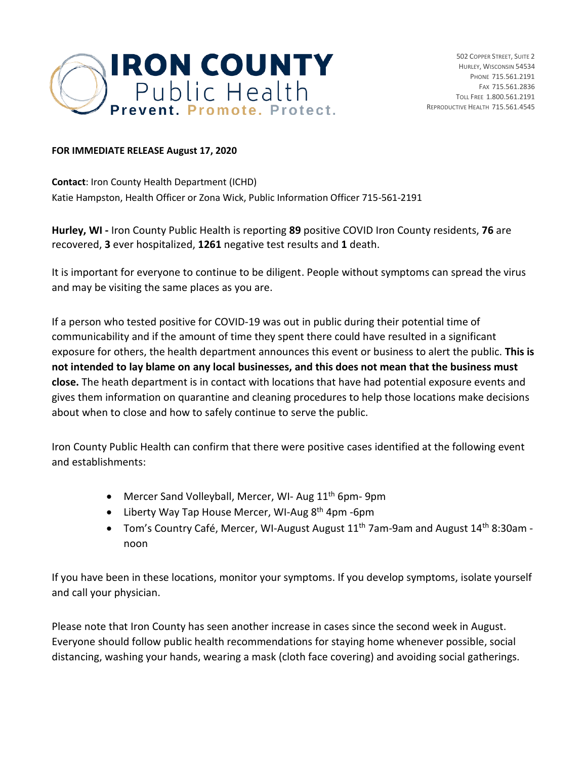**IRON COUNTY**
Public Health
**Prevent. Promote. Protect.**

502 Copper Street, Suite 2
Hurley, Wisconsin 54534
Phone 715.561.2191
Fax 715.561.2836
Toll Free 1.800.561.2191
Reproductive Health 715.561.4545

**FOR IMMEDIATE RELEASE August 17, 2020**

**Contact**: Iron County Health Department (ICHD)
Katie Hampston, Health Officer or Zona Wick, Public Information Officer 715-561-2191

**Hurley, WI -** Iron County Public Health is reporting **89** positive COVID Iron County residents, **76** are recovered, **3** ever hospitalized, **1261** negative test results and **1** death.

It is important for everyone to continue to be diligent. People without symptoms can spread the virus and may be visiting the same places as you are.

If a person who tested positive for COVID-19 was out in public during their potential time of communicability and if the amount of time they spent there could have resulted in a significant exposure for others, the health department announces this event or business to alert the public. **This is not intended to lay blame on any local businesses, and this does not mean that the business must close.** The heath department is in contact with locations that have had potential exposure events and gives them information on quarantine and cleaning procedures to help those locations make decisions about when to close and how to safely continue to serve the public.

Iron County Public Health can confirm that there were positive cases identified at the following event and establishments:

- Mercer Sand Volleyball, Mercer, WI- Aug 11th 6pm- 9pm
- Liberty Way Tap House Mercer, WI-Aug 8th 4pm -6pm
- Tom's Country Café, Mercer, WI-August August 11th 7am-9am and August 14th 8:30am - noon

If you have been in these locations, monitor your symptoms. If you develop symptoms, isolate yourself and call your physician.

Please note that Iron County has seen another increase in cases since the second week in August. Everyone should follow public health recommendations for staying home whenever possible, social distancing, washing your hands, wearing a mask (cloth face covering) and avoiding social gatherings.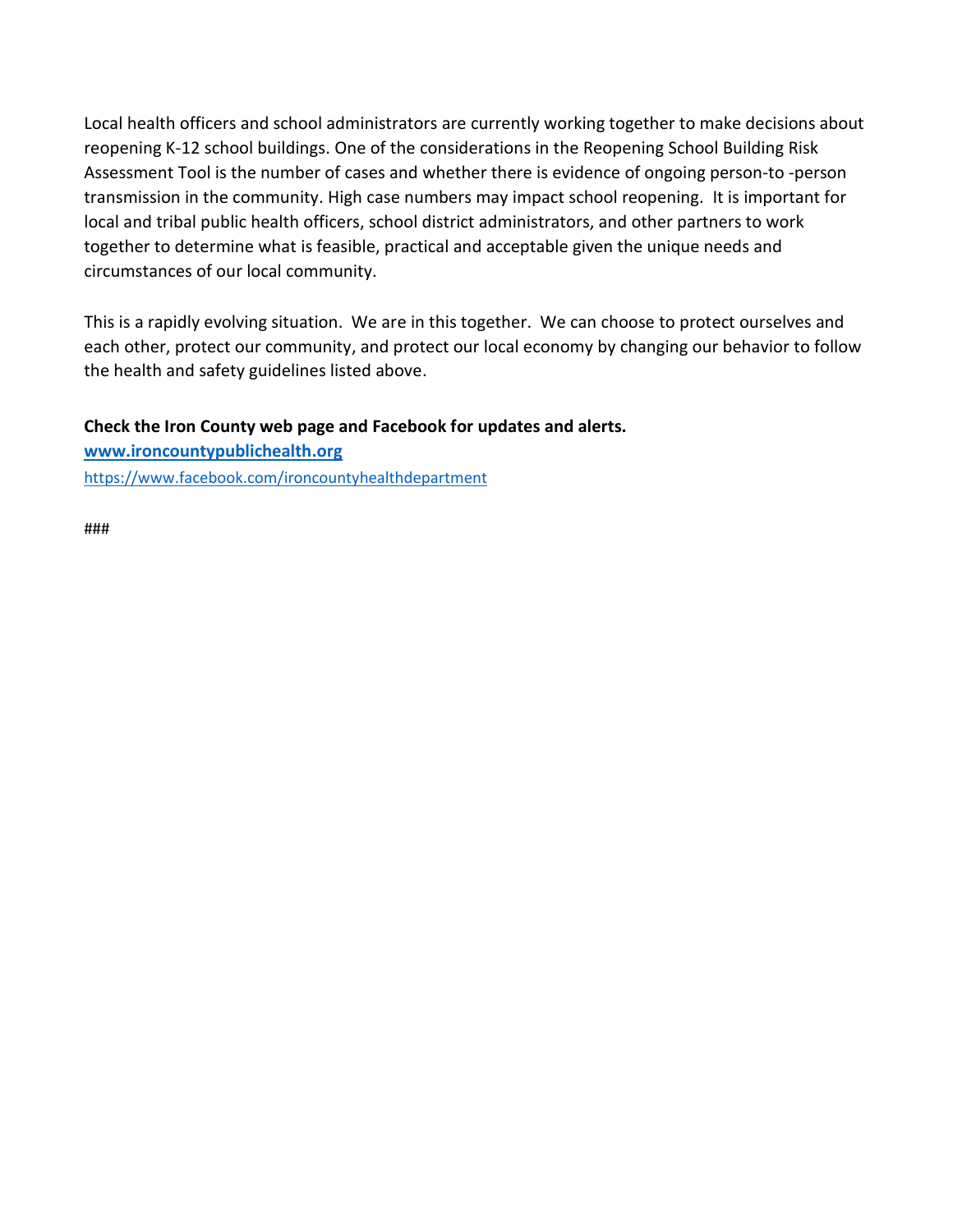Local health officers and school administrators are currently working together to make decisions about reopening K-12 school buildings. One of the considerations in the Reopening School Building Risk Assessment Tool is the number of cases and whether there is evidence of ongoing person-to -person transmission in the community. High case numbers may impact school reopening. It is important for local and tribal public health officers, school district administrators, and other partners to work together to determine what is feasible, practical and acceptable given the unique needs and circumstances of our local community.

This is a rapidly evolving situation. We are in this together. We can choose to protect ourselves and each other, protect our community, and protect our local economy by changing our behavior to follow the health and safety guidelines listed above.

**Check the Iron County web page and Facebook for updates and alerts.**
**[www.ironcountypublichealth.org](http://www.ironcountypublichealth.org)**
[https://www.facebook.com/ironcountyhealthdepartment](https://www.facebook.com/ironcountyhealthdepartment)

###